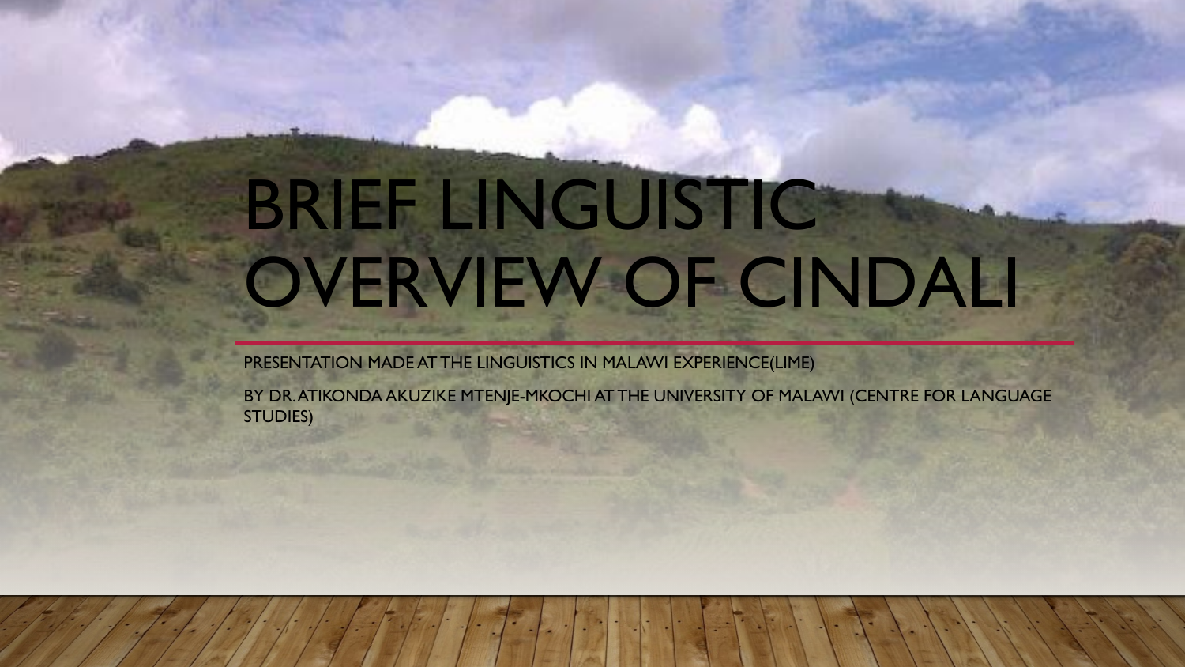# BRIEF LINGUISTIC OVERVIEW OF CINDALI

PRESENTATION MADE AT THE LINGUISTICS IN MALAWI EXPERIENCE(LIME)

BY DR. ATIKONDA AKUZIKE MTENJE-MKOCHI AT THE UNIVERSITY OF MALAWI (CENTRE FOR LANGUAGE STUDIES)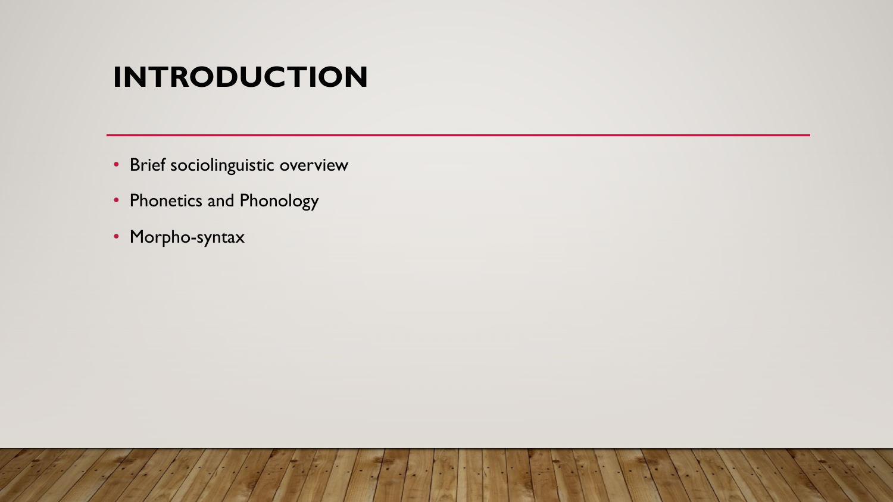# INTRODUCTION

- Brief sociolinguistic overview
- Phonetics and Phonology
- Morpho-syntax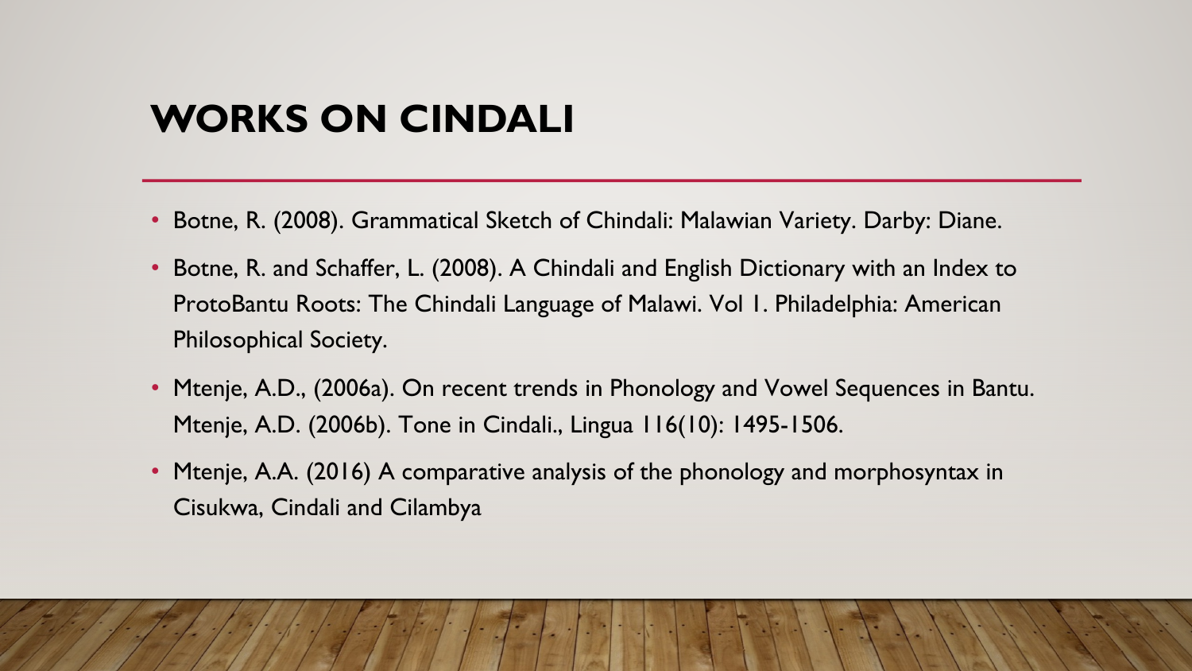# WORKS ON CINDALI

- Botne, R. (2008). Grammatical Sketch of Chindali: Malawian Variety. Darby: Diane.
- Botne, R. and Schaffer, L. (2008). A Chindali and English Dictionary with an Index to ProtoBantu Roots: The Chindali Language of Malawi. Vol 1. Philadelphia: American Philosophical Society.
- Mtenje, A.D., (2006a). On recent trends in Phonology and Vowel Sequences in Bantu. Mtenje, A.D. (2006b). Tone in Cindali., Lingua 116(10): 1495-1506.
- Mtenje, A.A. (2016) A comparative analysis of the phonology and morphosyntax in Cisukwa, Cindali and Cilambya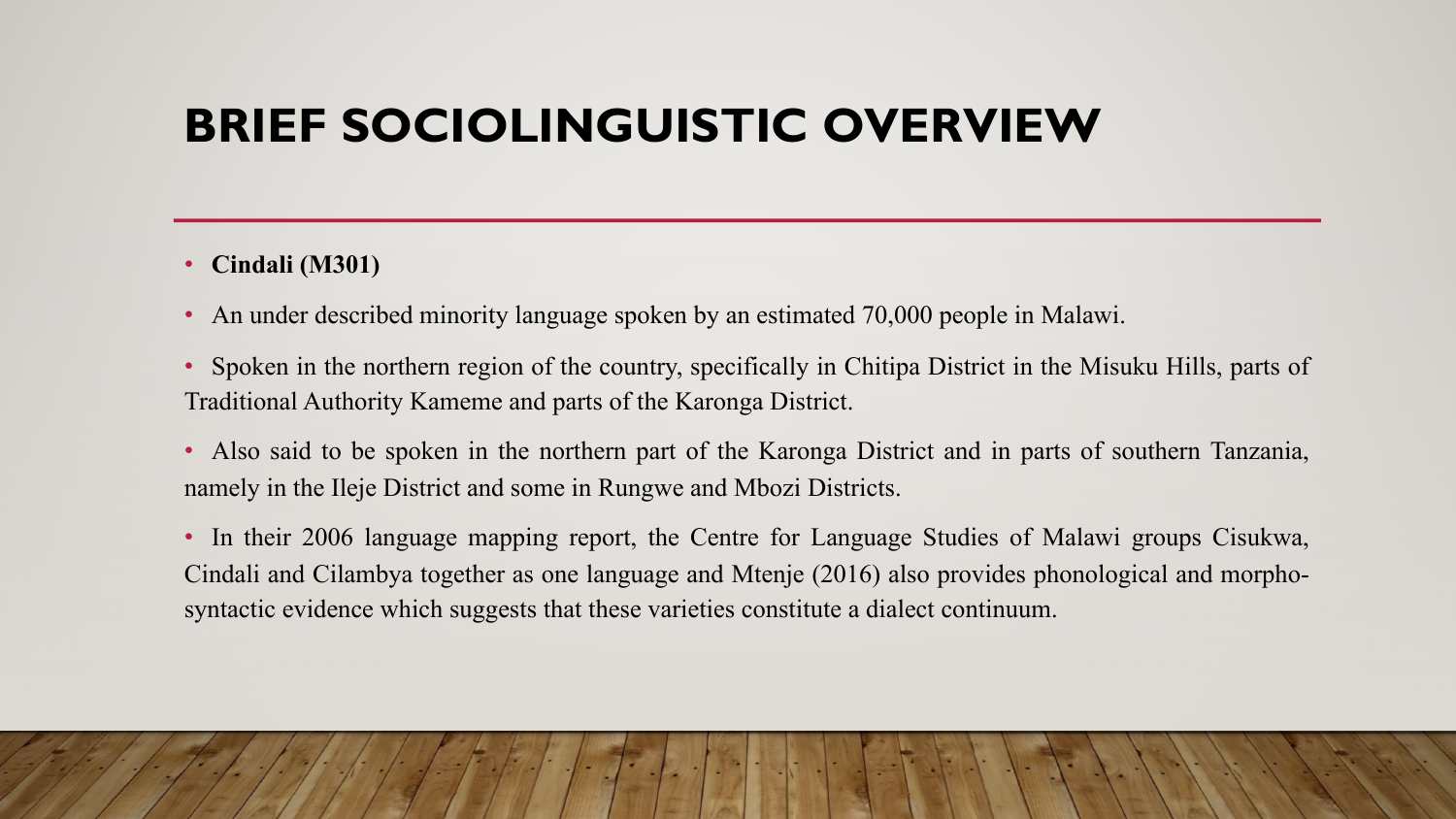# BRIEF SOCIOLINGUISTIC OVERVIEW

- **Cindali (M301)**
- An under described minority language spoken by an estimated 70,000 people in Malawi.
- Spoken in the northern region of the country, specifically in Chitipa District in the Misuku Hills, parts of Traditional Authority Kameme and parts of the Karonga District.
- Also said to be spoken in the northern part of the Karonga District and in parts of southern Tanzania, namely in the Ileje District and some in Rungwe and Mbozi Districts.
- In their 2006 language mapping report, the Centre for Language Studies of Malawi groups Cisukwa, Cindali and Cilambya together as one language and Mtenje (2016) also provides phonological and morpho-syntactic evidence which suggests that these varieties constitute a dialect continuum.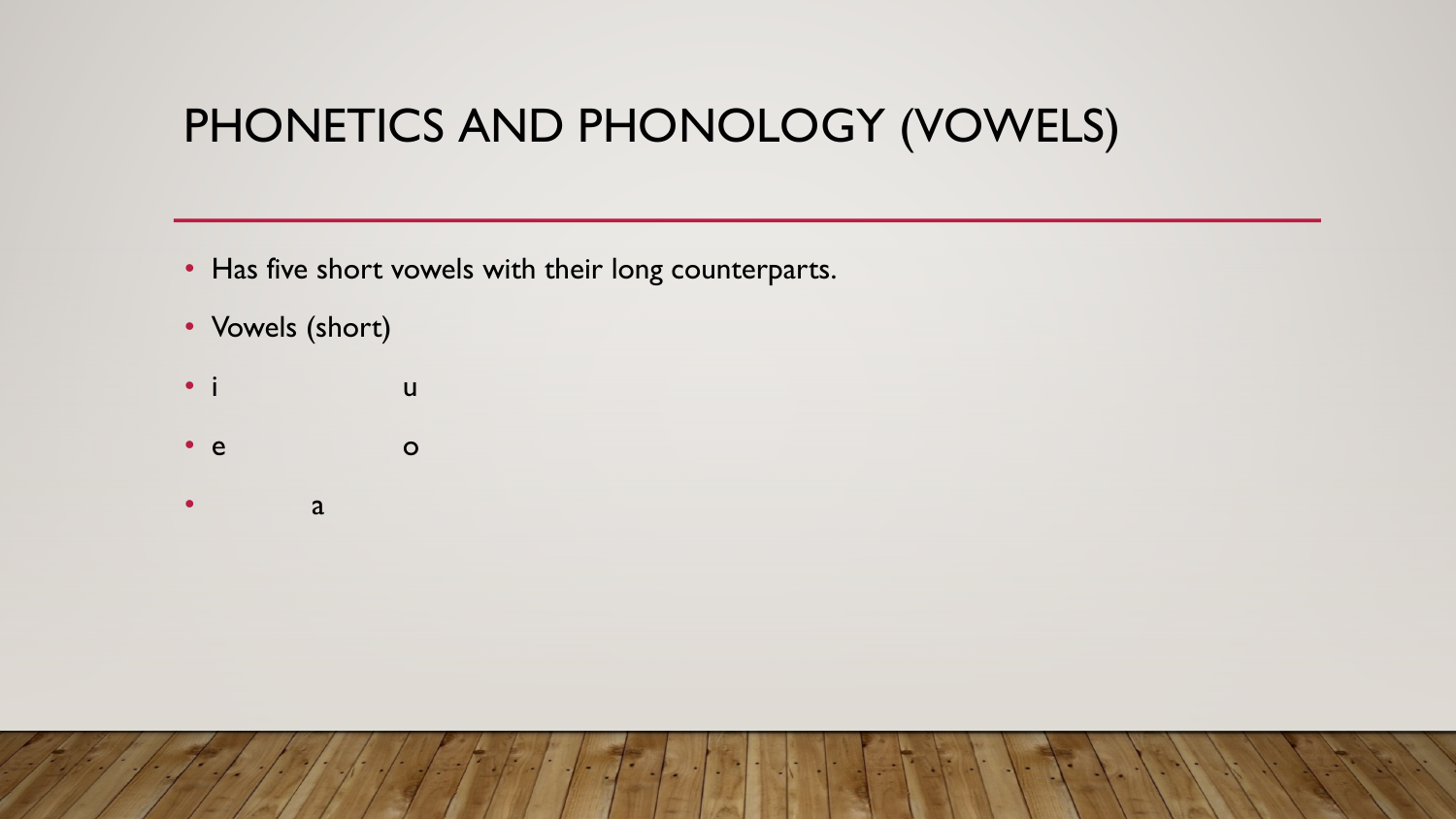# PHONETICS AND PHONOLOGY (VOWELS)

- Has five short vowels with their long counterparts.
- Vowels (short)
- i u
- e o
- a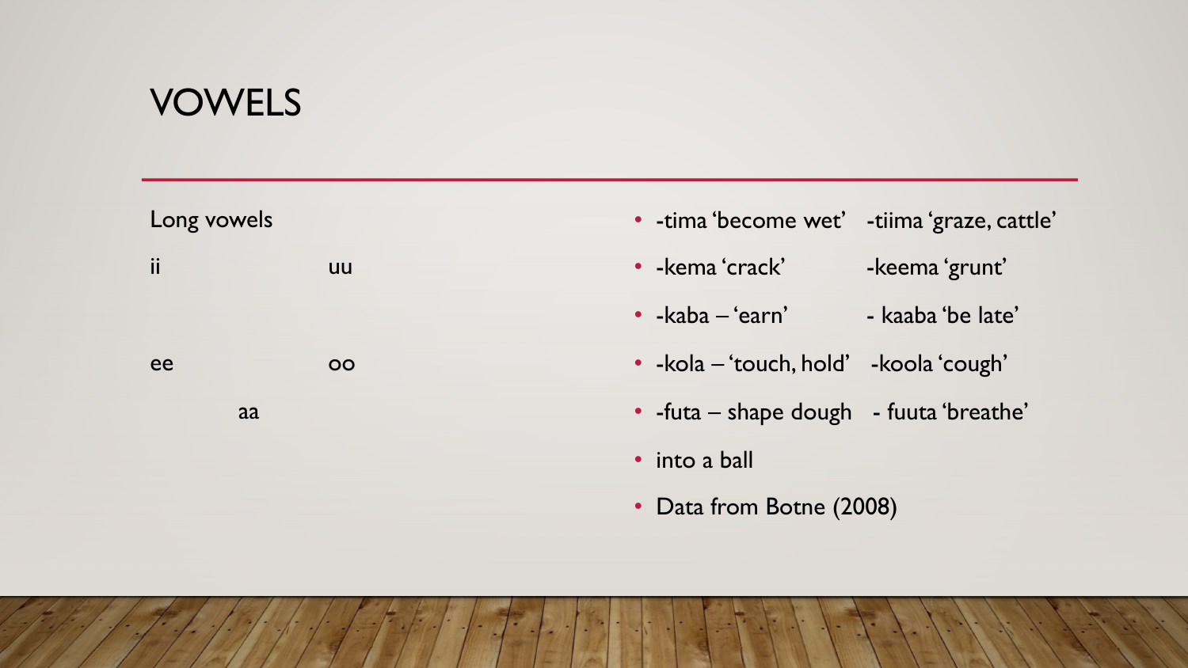# VOWELS

Long vowels

| | | |
|---|---|---|
| ii | | uu |
| ee | | oo |
| | aa | |

- -tima 'become wet' -tiima 'graze, cattle'
- -kema 'crack' -keema 'grunt'
- -kaba – 'earn' - kaaba 'be late'
- -kola – 'touch, hold' -koola 'cough'
- -futa – shape dough - fuuta 'breathe'
- into a ball
- Data from Botne (2008)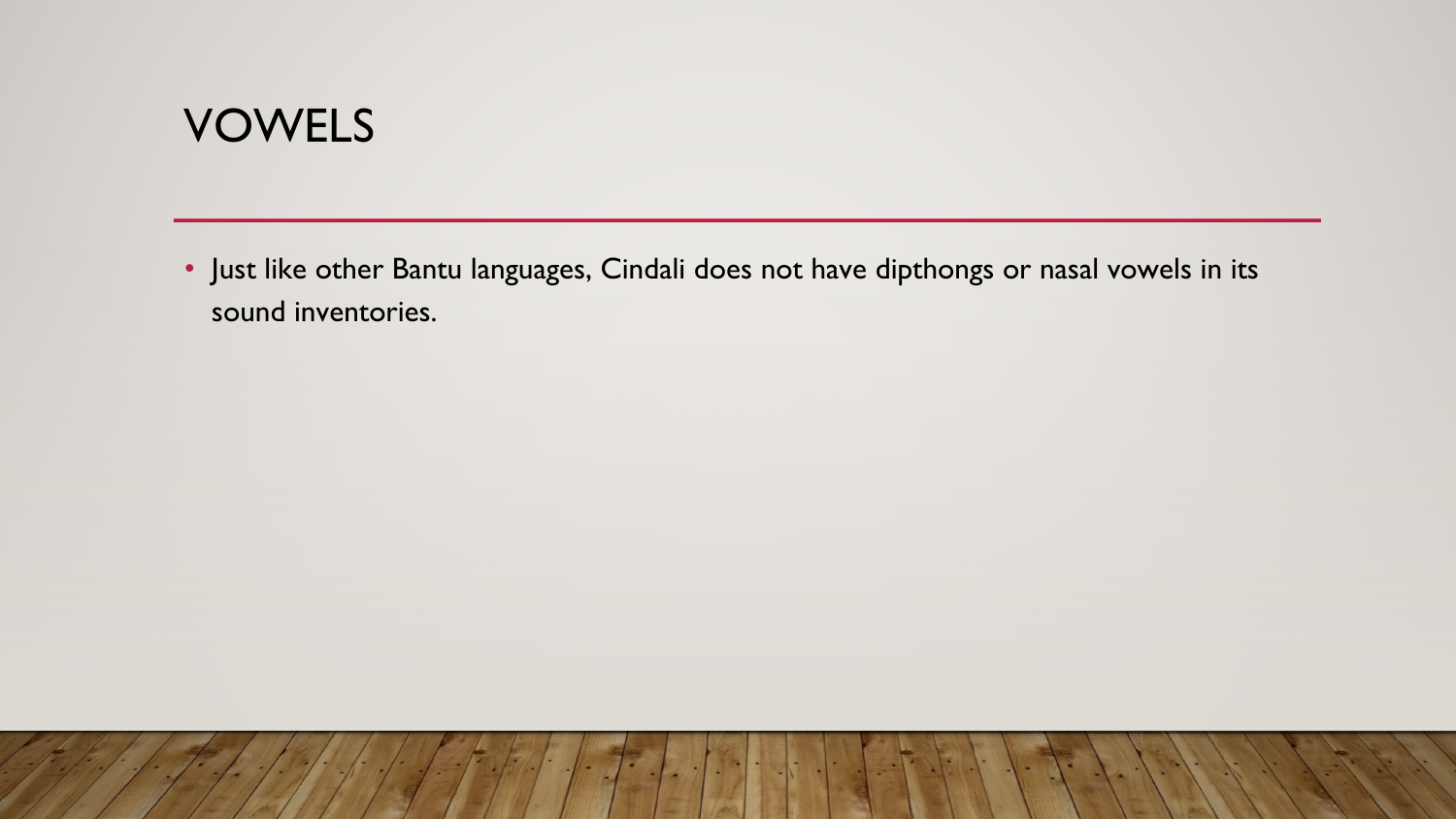# VOWELS

- Just like other Bantu languages, Cindali does not have dipthongs or nasal vowels in its sound inventories.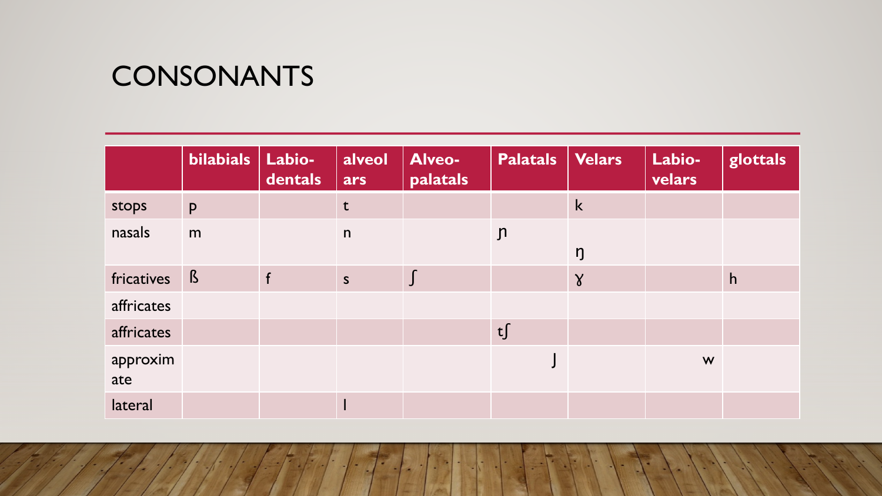# CONSONANTS

| | bilabials | Labio-dentals | alveolars | Alveo-palatals | Palatals | Velars | Labio-velars | glottals |
|---|---|---|---|---|---|---|---|---|
| stops | p | | t | | | k | | |
| nasals | m | | n | | ɲ | ŋ | | |
| fricatives | ß | f | s | ʃ | | ɣ | | h |
| affricates | | | | | | | | |
| affricates | | | | | tʃ | | | |
| approximate | | | | | j | | w | |
| lateral | | | l | | | | | |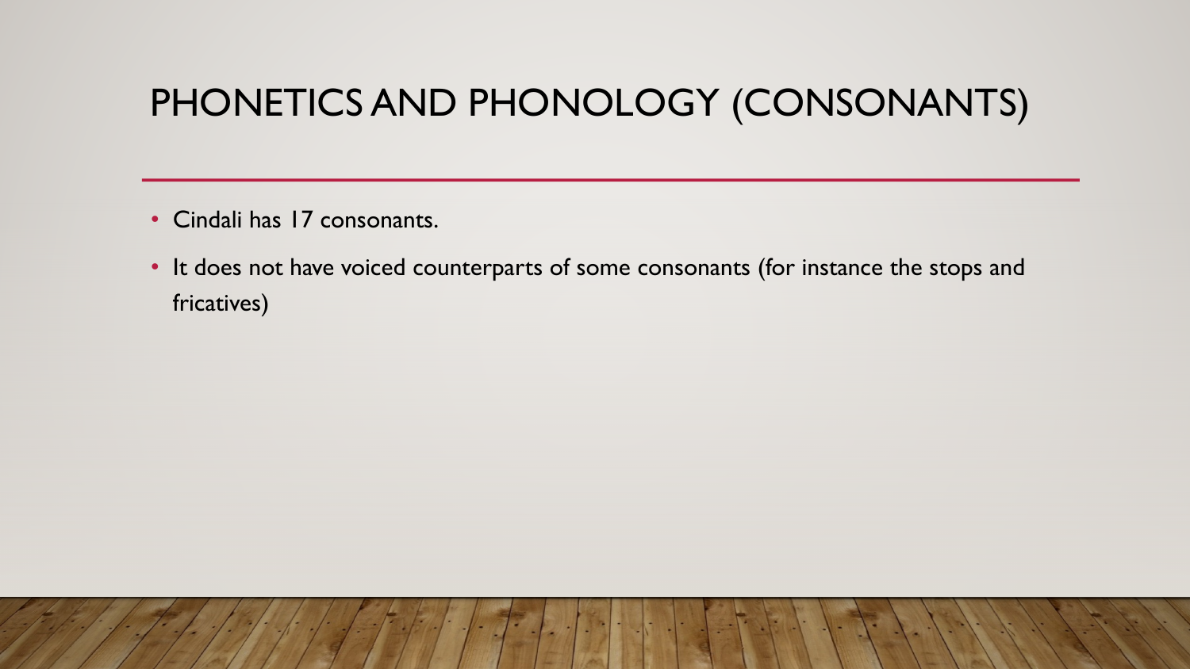# PHONETICS AND PHONOLOGY (CONSONANTS)

- Cindali has 17 consonants.
- It does not have voiced counterparts of some consonants (for instance the stops and fricatives)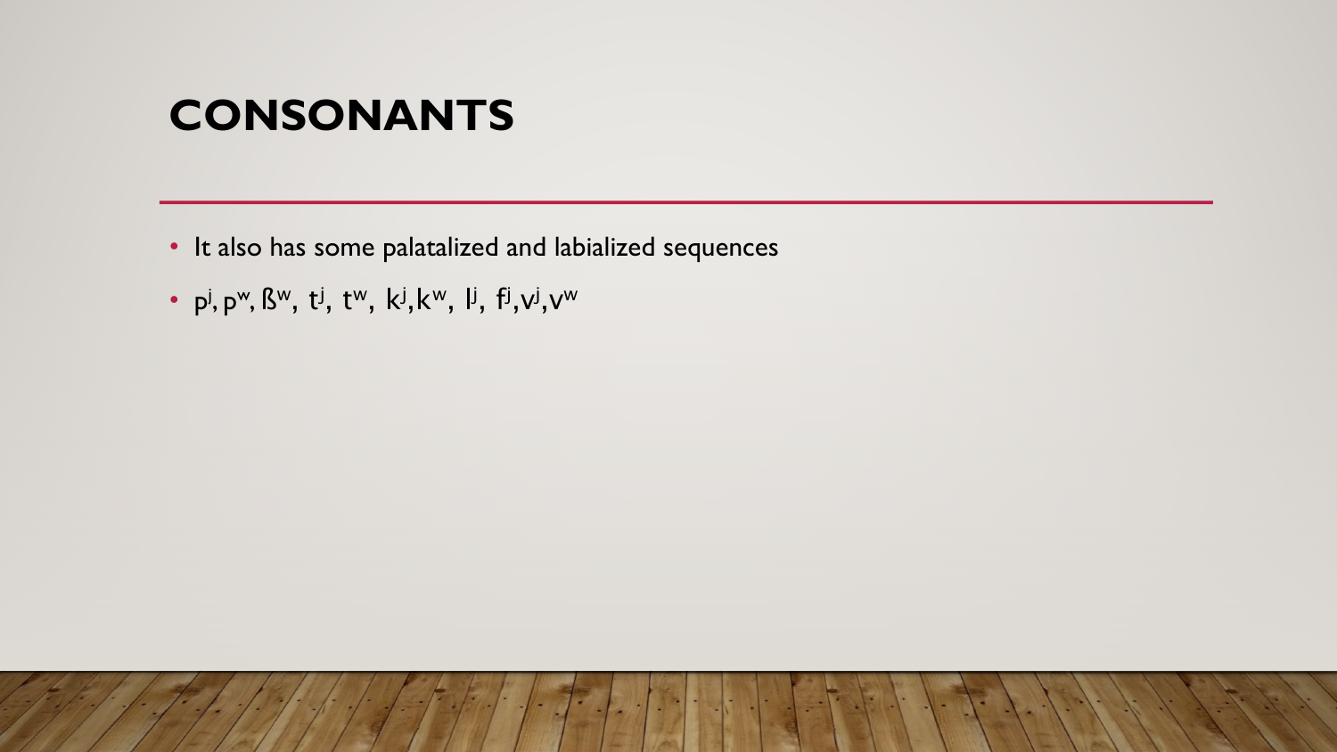# CONSONANTS

- It also has some palatalized and labialized sequences
- $p^j$, $p^w$, $ß^w$, $t^j$, $t^w$, $k^j$, $k^w$, $l^j$, $f^j$, $v^j$, $v^w$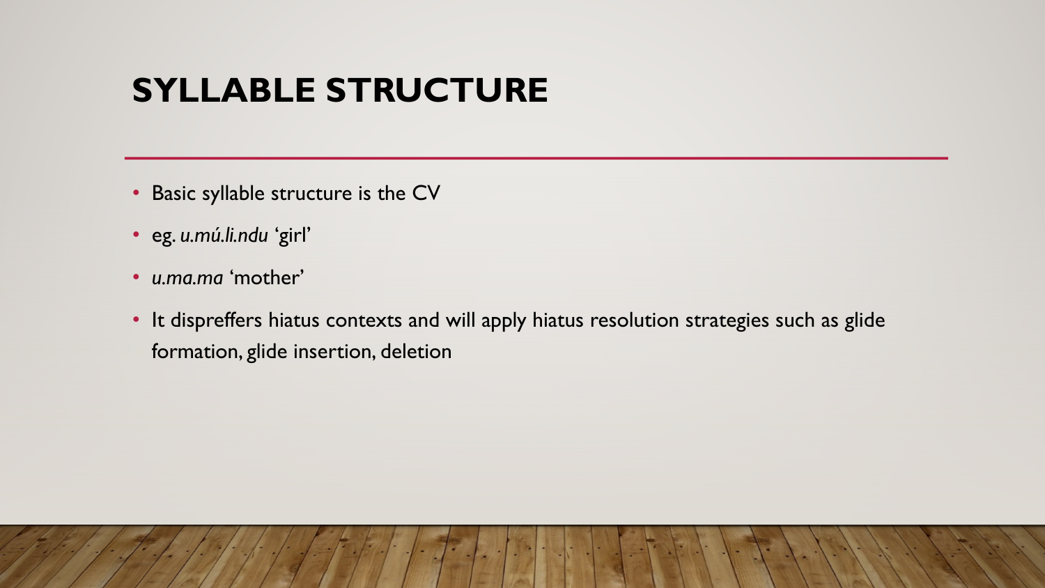# SYLLABLE STRUCTURE

- Basic syllable structure is the CV
- eg. *u.mú.li.ndu* ‘girl’
- *u.ma.ma* ‘mother’
- It dispreffers hiatus contexts and will apply hiatus resolution strategies such as glide formation, glide insertion, deletion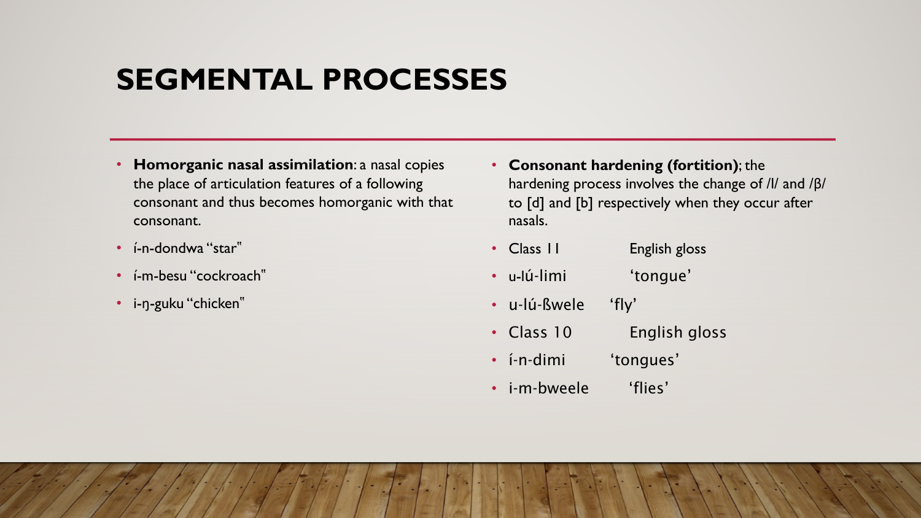# SEGMENTAL PROCESSES

- **Homorganic nasal assimilation**: a nasal copies the place of articulation features of a following consonant and thus becomes homorganic with that consonant.
- í-n-dondwa "star"
- í-m-besu "cockroach"
- i-ŋ-guku "chicken"

- **Consonant hardening (fortition)**; the hardening process involves the change of /l/ and /β/ to [d] and [b] respectively when they occur after nasals.
- Class 11 English gloss
- u-lú-limi 'tongue'
- u-lú-ßwele 'fly'
- Class 10 English gloss
- í-n-dimi 'tongues'
- i-m-bweele 'flies'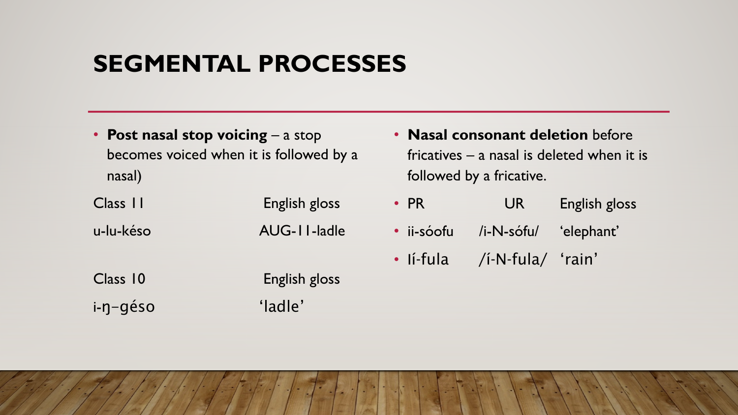# SEGMENTAL PROCESSES

- **Post nasal stop voicing** – a stop becomes voiced when it is followed by a nasal)

| Class 11 | English gloss |
| --- | --- |
| u-lu-késo | AUG-11-ladle |

| Class 10 | English gloss |
| --- | --- |
| i-ŋ–géso | 'ladle' |

- **Nasal consonant deletion** before fricatives – a nasal is deleted when it is followed by a fricative.

| PR | UR | English gloss |
| --- | --- | --- |
| ii-sóofu | /i-N-sófu/ | 'elephant' |
| Ií-fula | /í-N-fula/ | 'rain' |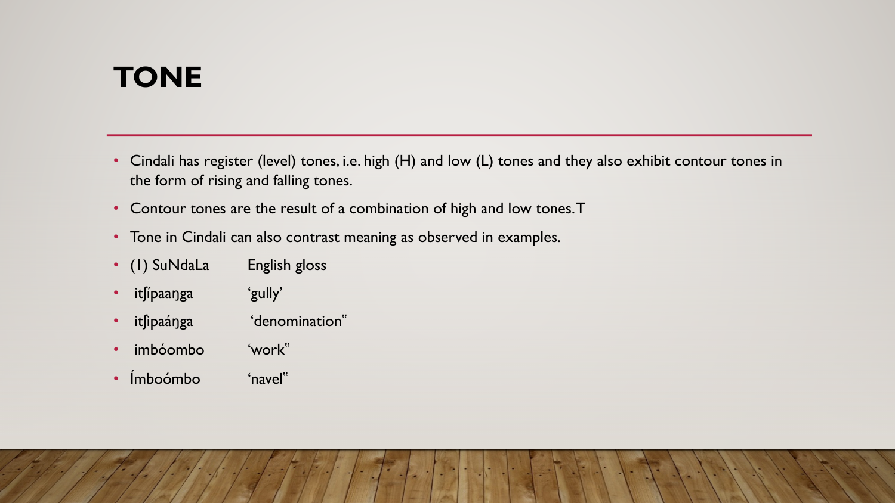# TONE

- Cindali has register (level) tones, i.e. high (H) and low (L) tones and they also exhibit contour tones in the form of rising and falling tones.
- Contour tones are the result of a combination of high and low tones. T
- Tone in Cindali can also contrast meaning as observed in examples.
- (1) SuNdaLa English gloss
- itʃípaaŋga 'gully'
- itʃipaáŋga 'denomination"
- imbóombo 'work"
- Ímboómbo 'navel"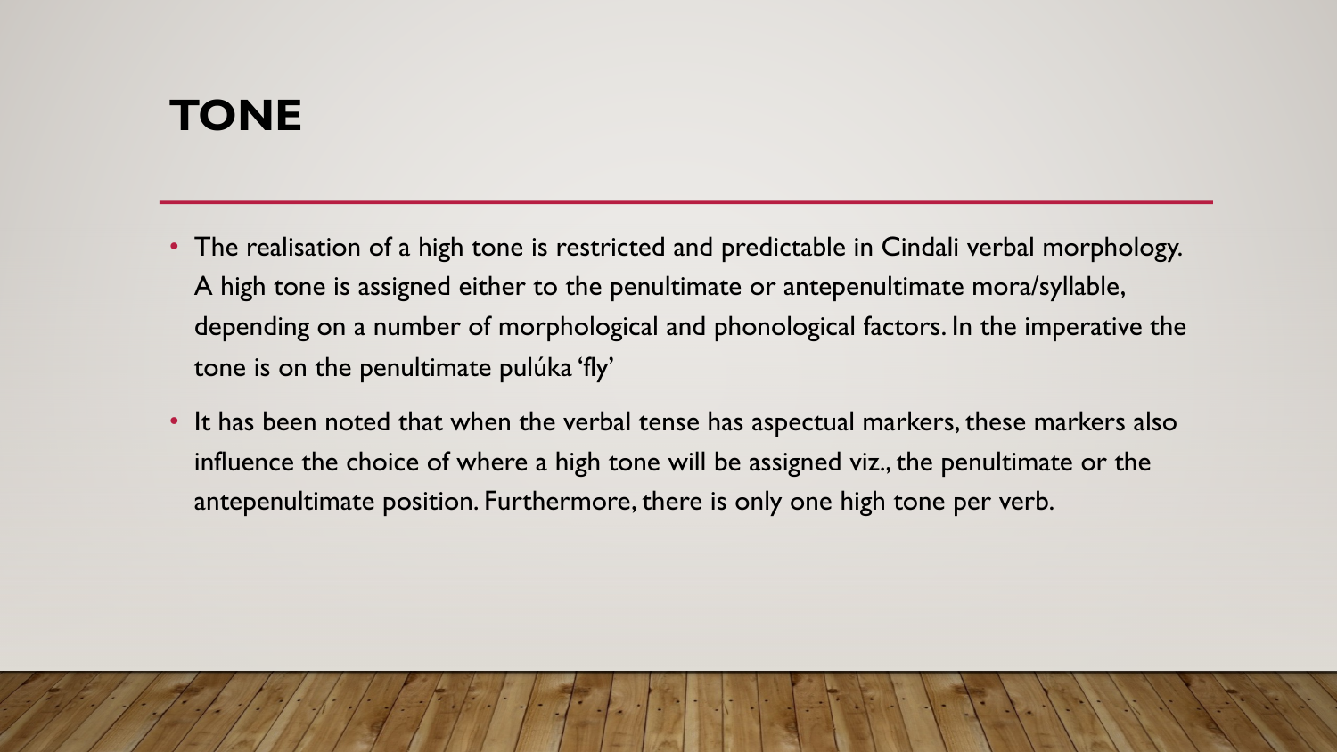# TONE

- The realisation of a high tone is restricted and predictable in Cindali verbal morphology. A high tone is assigned either to the penultimate or antepenultimate mora/syllable, depending on a number of morphological and phonological factors. In the imperative the tone is on the penultimate pulúka 'fly'
- It has been noted that when the verbal tense has aspectual markers, these markers also influence the choice of where a high tone will be assigned viz., the penultimate or the antepenultimate position. Furthermore, there is only one high tone per verb.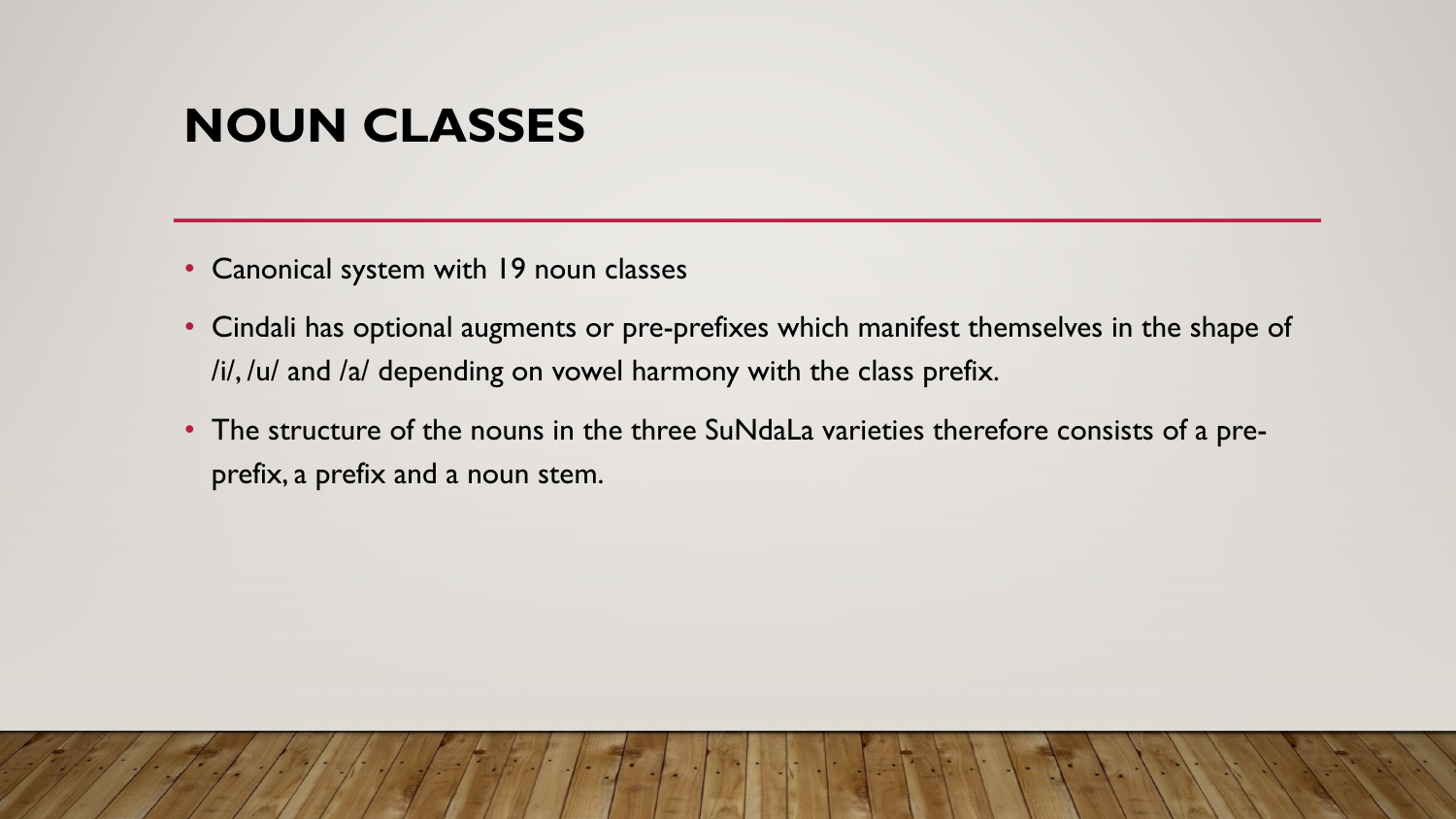# NOUN CLASSES

- Canonical system with 19 noun classes
- Cindali has optional augments or pre-prefixes which manifest themselves in the shape of /i/, /u/ and /a/ depending on vowel harmony with the class prefix.
- The structure of the nouns in the three SuNdaLa varieties therefore consists of a pre-prefix, a prefix and a noun stem.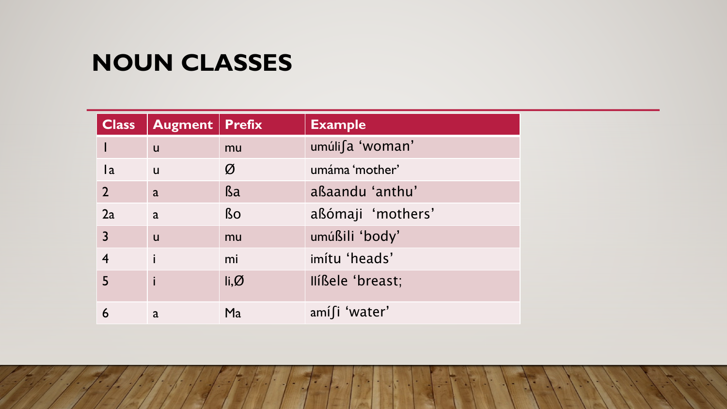# NOUN CLASSES

| Class | Augment | Prefix | Example |
| --- | --- | --- | --- |
| I | u | mu | umúliʃa 'woman' |
| Ia | u | Ø | umáma 'mother' |
| 2 | a | ßa | aßaandu 'anthu' |
| 2a | a | ßo | aßómaji 'mothers' |
| 3 | u | mu | umúßili 'body' |
| 4 | i | mi | imítu 'heads' |
| 5 | i | li,Ø | Ilíßele 'breast; |
| 6 | a | Ma | amíʃi 'water' |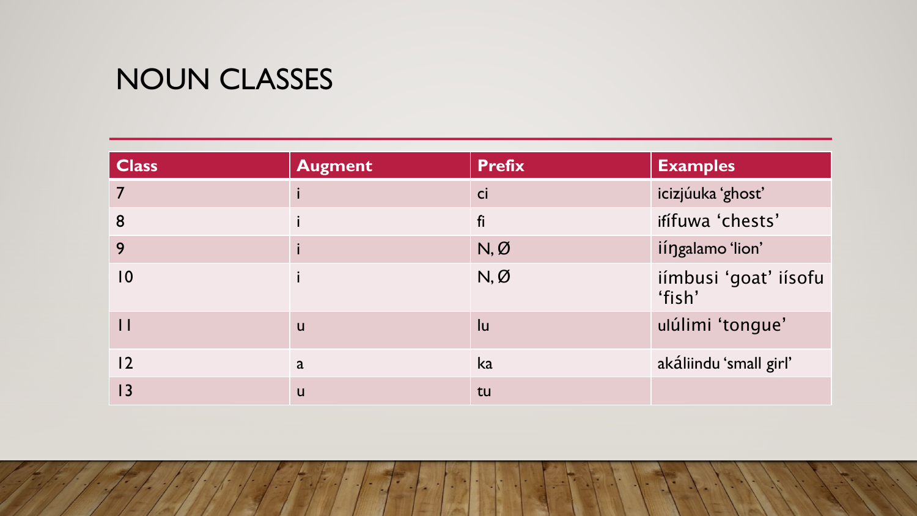# NOUN CLASSES

| Class | Augment | Prefix | Examples |
|---|---|---|---|
| 7 | i | ci | icizjúuka 'ghost' |
| 8 | i | fi | ifífuwa 'chests' |
| 9 | i | N, Ø | iíŋgalamo 'lion' |
| 10 | i | N, Ø | iímbusi 'goat' iísofu 'fish' |
| 11 | u | lu | ulúlimi 'tongue' |
| 12 | a | ka | akáliindu 'small girl' |
| 13 | u | tu | |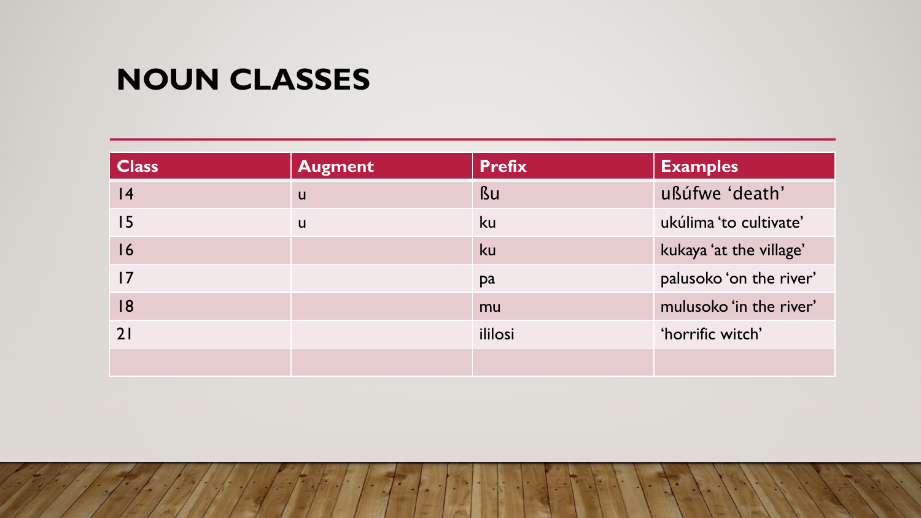# NOUN CLASSES

| Class | Augment | Prefix | Examples |
| --- | --- | --- | --- |
| 14 | u | ßu | ußúfwe 'death' |
| 15 | u | ku | ukúlima 'to cultivate' |
| 16 | | ku | kukaya 'at the village' |
| 17 | | pa | palusoko 'on the river' |
| 18 | | mu | mulusoko 'in the river' |
| 21 | | ililosi | 'horrific witch' |
| | | | |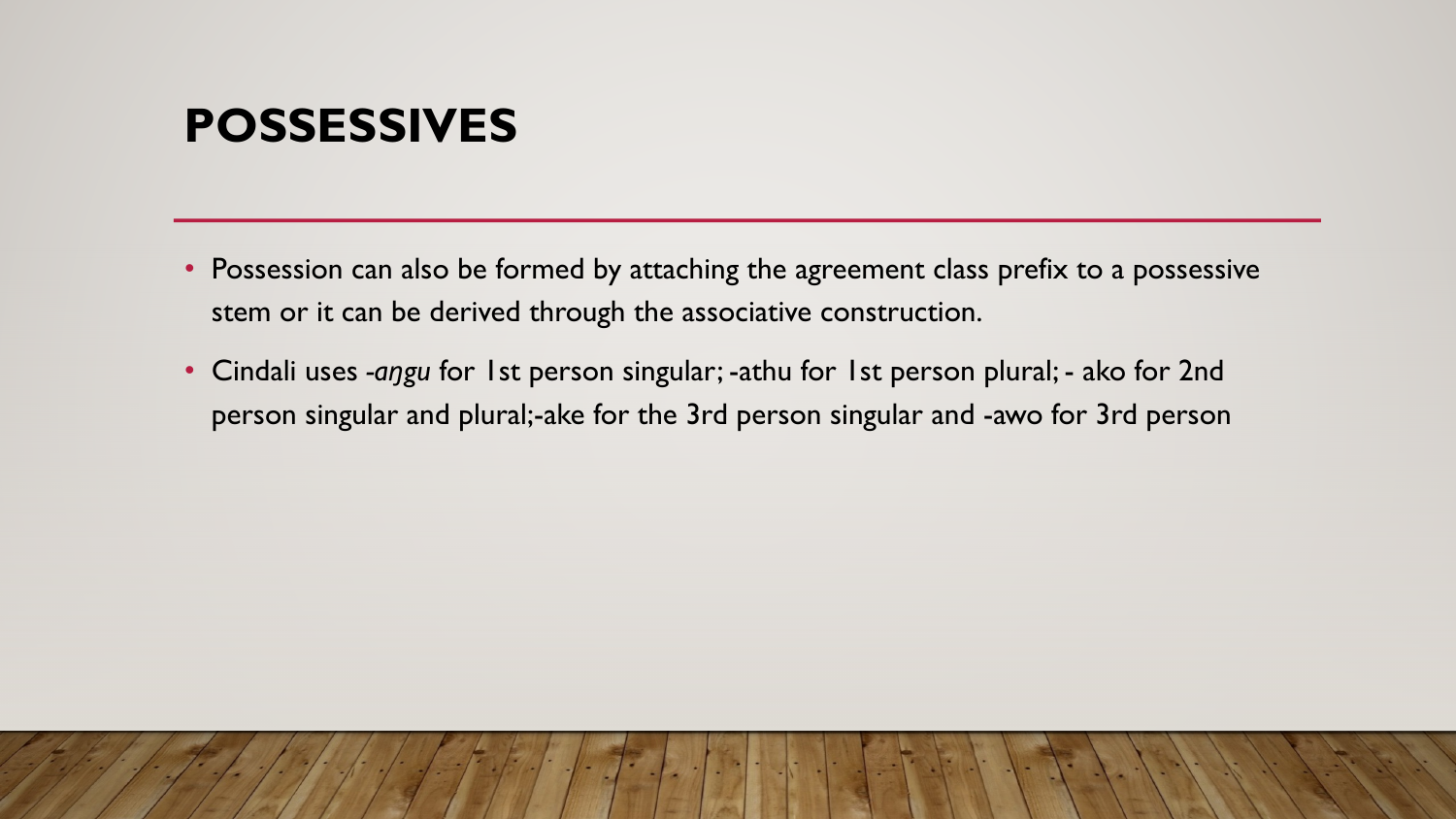# POSSESSIVES

- Possession can also be formed by attaching the agreement class prefix to a possessive stem or it can be derived through the associative construction.
- Cindali uses *-aŋgu* for 1st person singular; -athu for 1st person plural; - ako for 2nd person singular and plural;-ake for the 3rd person singular and -awo for 3rd person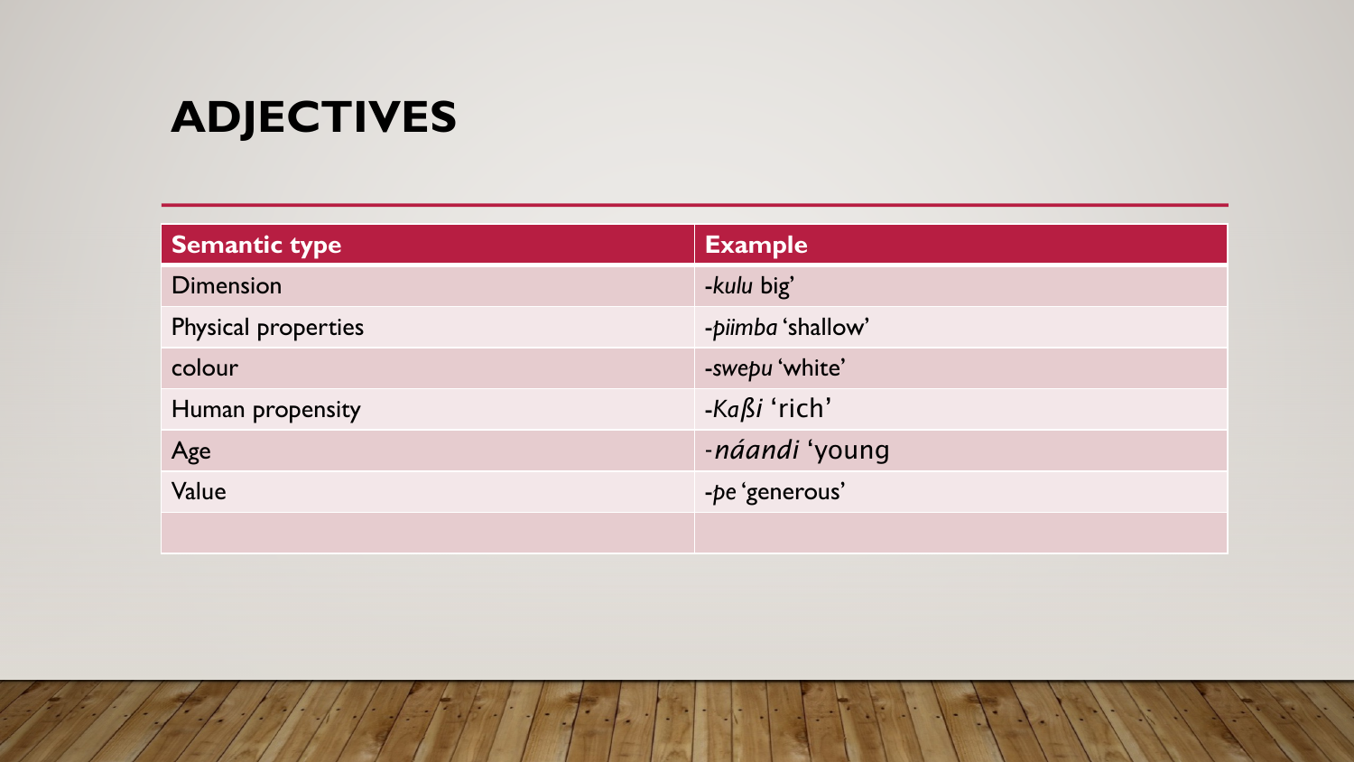# ADJECTIVES

| Semantic type | Example |
| --- | --- |
| Dimension | -*kulu* big' |
| Physical properties | -*piimba* 'shallow' |
| colour | -*swepu* 'white' |
| Human propensity | -*Kaßi* 'rich' |
| Age | -*náandi* 'young |
| Value | -*pe* 'generous' |
| | |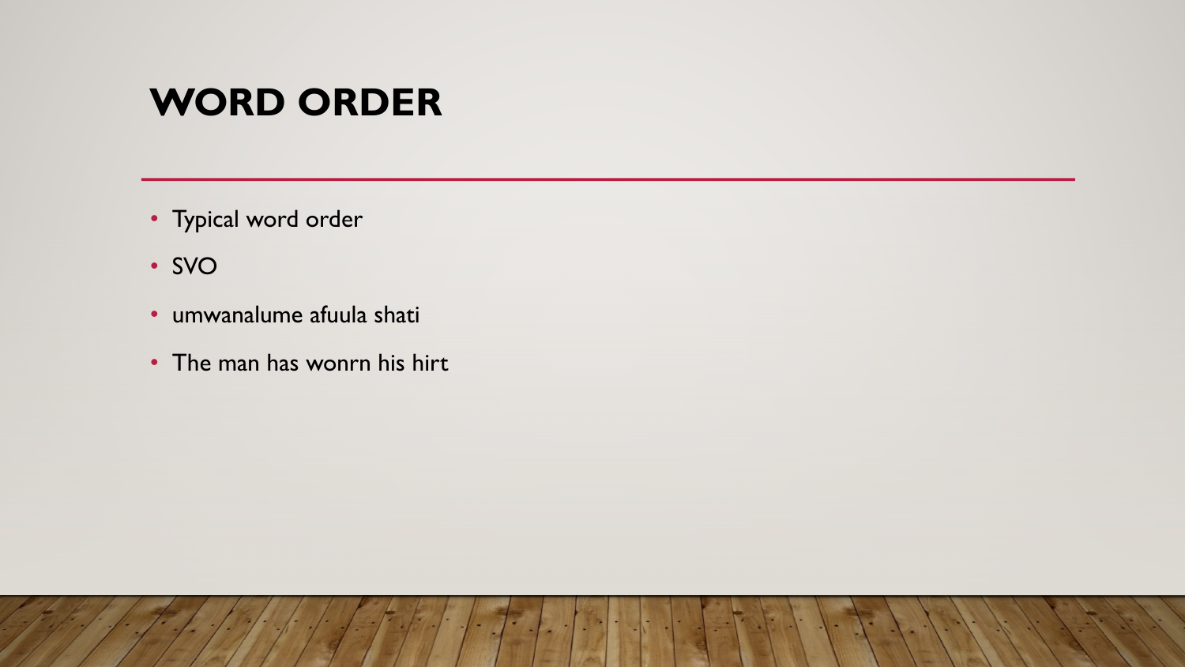# WORD ORDER

- Typical word order
- SVO
- umwanalume afuula shati
- The man has wonrn his hirt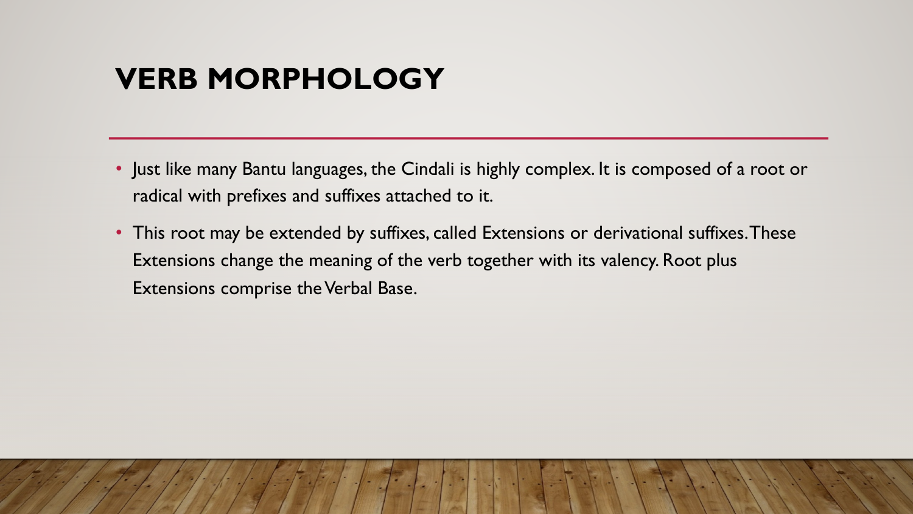# VERB MORPHOLOGY

- Just like many Bantu languages, the Cindali is highly complex. It is composed of a root or radical with prefixes and suffixes attached to it.
- This root may be extended by suffixes, called Extensions or derivational suffixes. These Extensions change the meaning of the verb together with its valency. Root plus Extensions comprise the Verbal Base.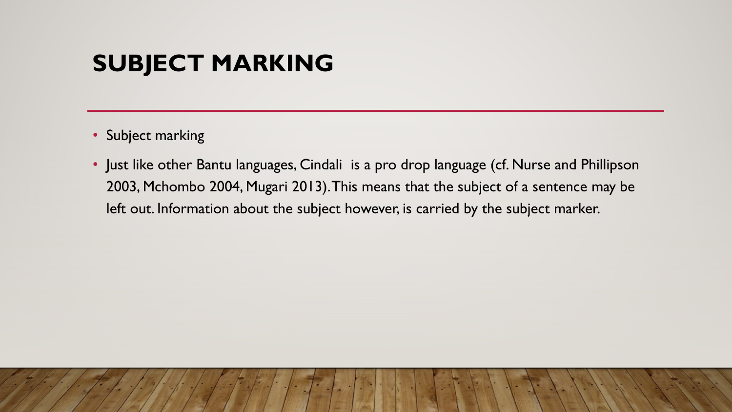# SUBJECT MARKING

- Subject marking
- Just like other Bantu languages, Cindali is a pro drop language (cf. Nurse and Phillipson 2003, Mchombo 2004, Mugari 2013). This means that the subject of a sentence may be left out. Information about the subject however, is carried by the subject marker.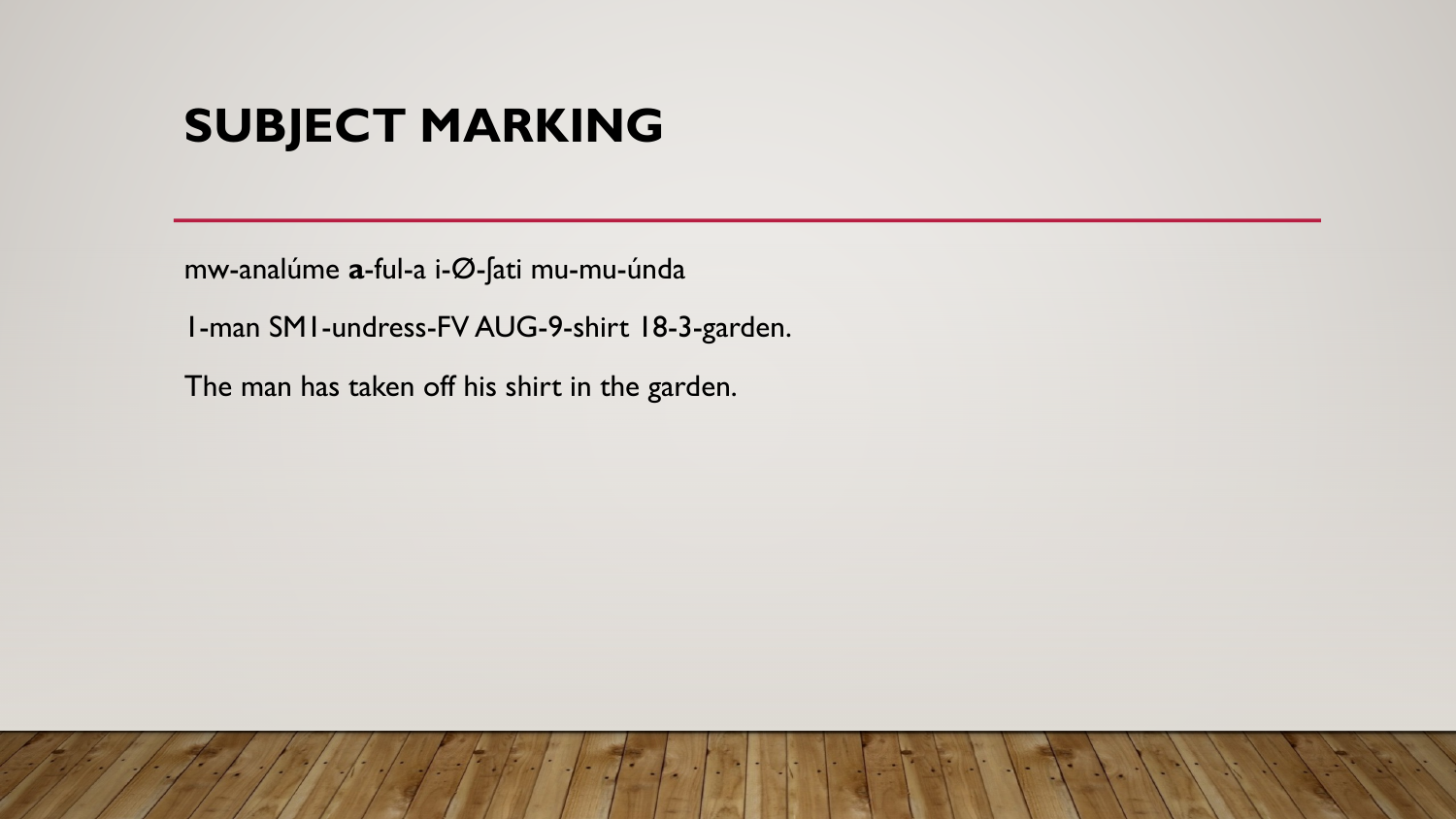# SUBJECT MARKING

mw-analúme **a**-ful-a i-Ø-ʃati mu-mu-únda

1-man SM1-undress-FV AUG-9-shirt 18-3-garden.

The man has taken off his shirt in the garden.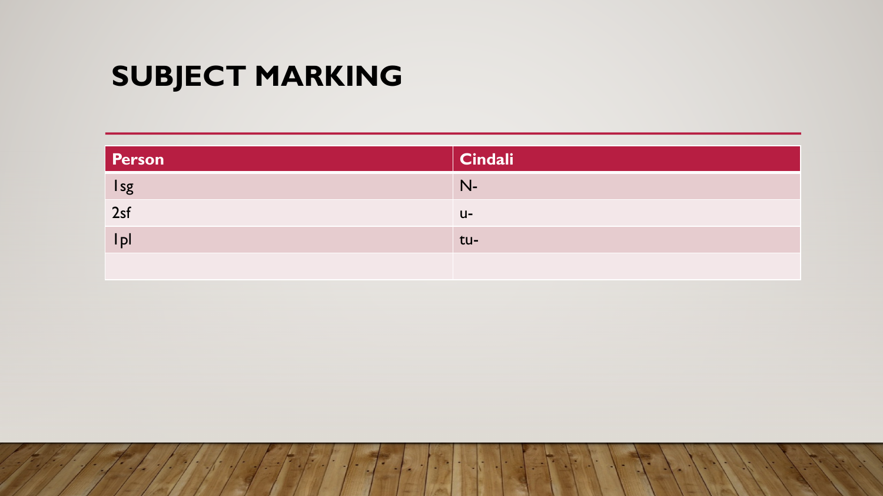# SUBJECT MARKING

| Person | Cindali |
| --- | --- |
| 1sg | N- |
| 2sf | u- |
| 1pl | tu- |
| | |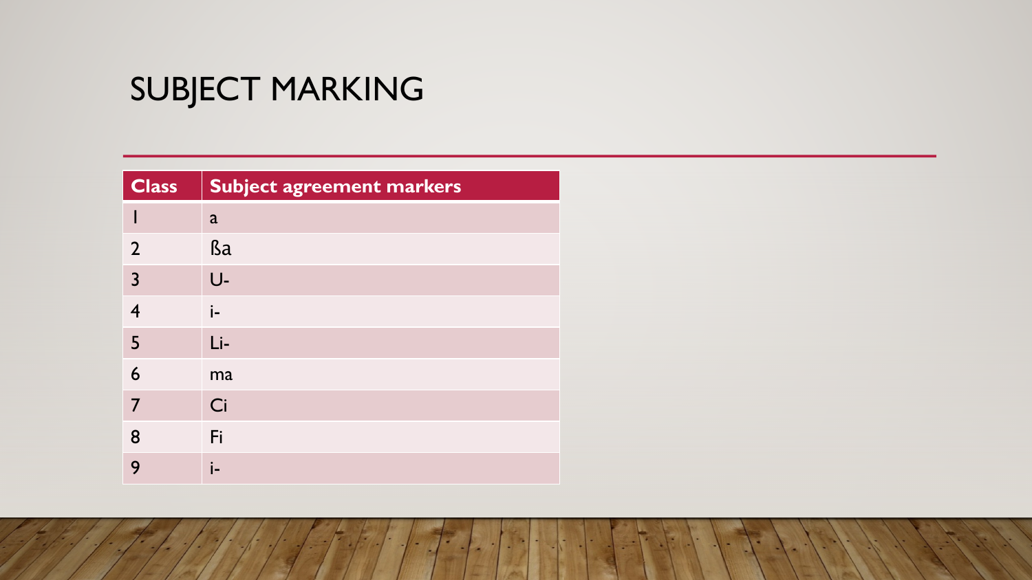# SUBJECT MARKING

| Class | Subject agreement markers |
| --- | --- |
| I | a |
| 2 | ßa |
| 3 | U- |
| 4 | i- |
| 5 | Li- |
| 6 | ma |
| 7 | Ci |
| 8 | Fi |
| 9 | i- |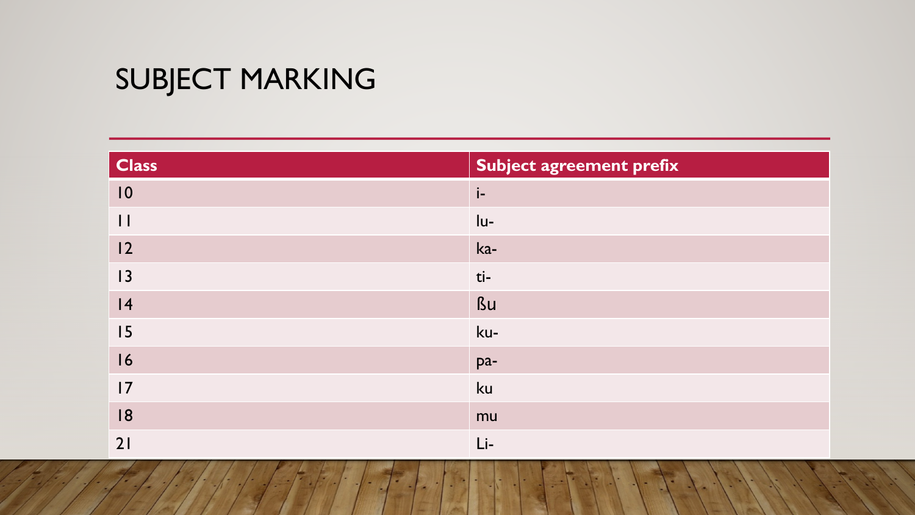# SUBJECT MARKING

| Class | Subject agreement prefix |
| --- | --- |
| 10 | i- |
| 11 | lu- |
| 12 | ka- |
| 13 | ti- |
| 14 | ßu |
| 15 | ku- |
| 16 | pa- |
| 17 | ku |
| 18 | mu |
| 21 | Li- |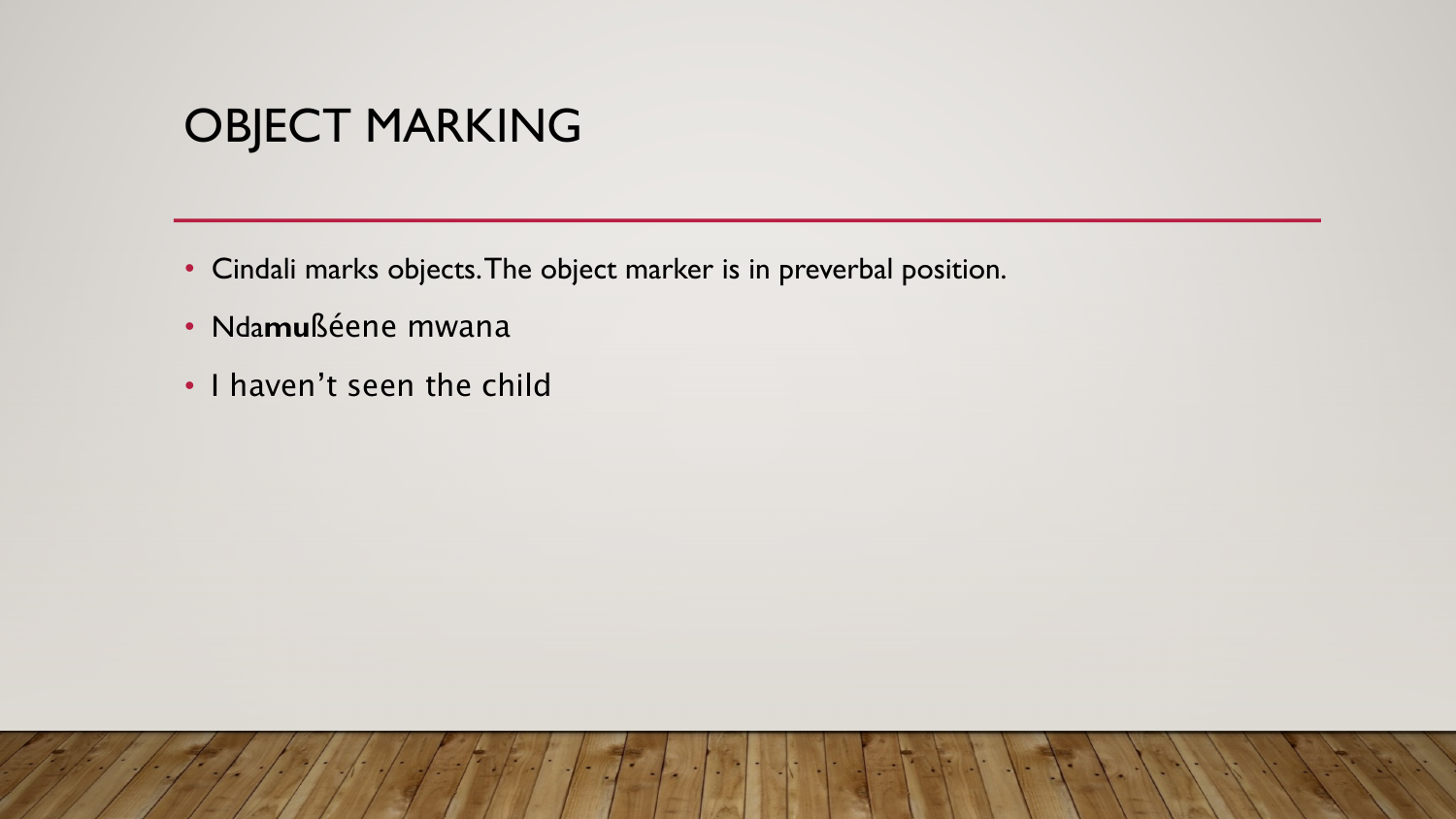# OBJECT MARKING

- Cindali marks objects. The object marker is in preverbal position.
- Nda**mu**ßéene mwana
- I haven't seen the child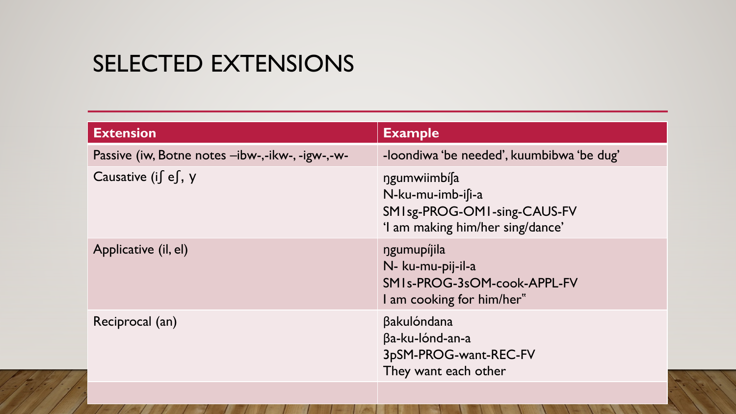# SELECTED EXTENSIONS

| Extension | Example |
| --- | --- |
| Passive (iw, Botne notes –ibw-,-ikw-, -igw-,-w- | -loondiwa 'be needed', kuumbibwa 'be dug' |
| Causative (iʃ eʃ, y | ŋgumwiimbíʃa<br>N-ku-mu-imb-iʃi-a<br>SM1sg-PROG-OM1-sing-CAUS-FV<br>'I am making him/her sing/dance' |
| Applicative (il, el) | ŋgumupíjila<br>N- ku-mu-pij-il-a<br>SM1s-PROG-3sOM-cook-APPL-FV<br>I am cooking for him/her" |
| Reciprocal (an) | βakulóndana<br>βa-ku-lónd-an-a<br>3pSM-PROG-want-REC-FV<br>They want each other |
| | |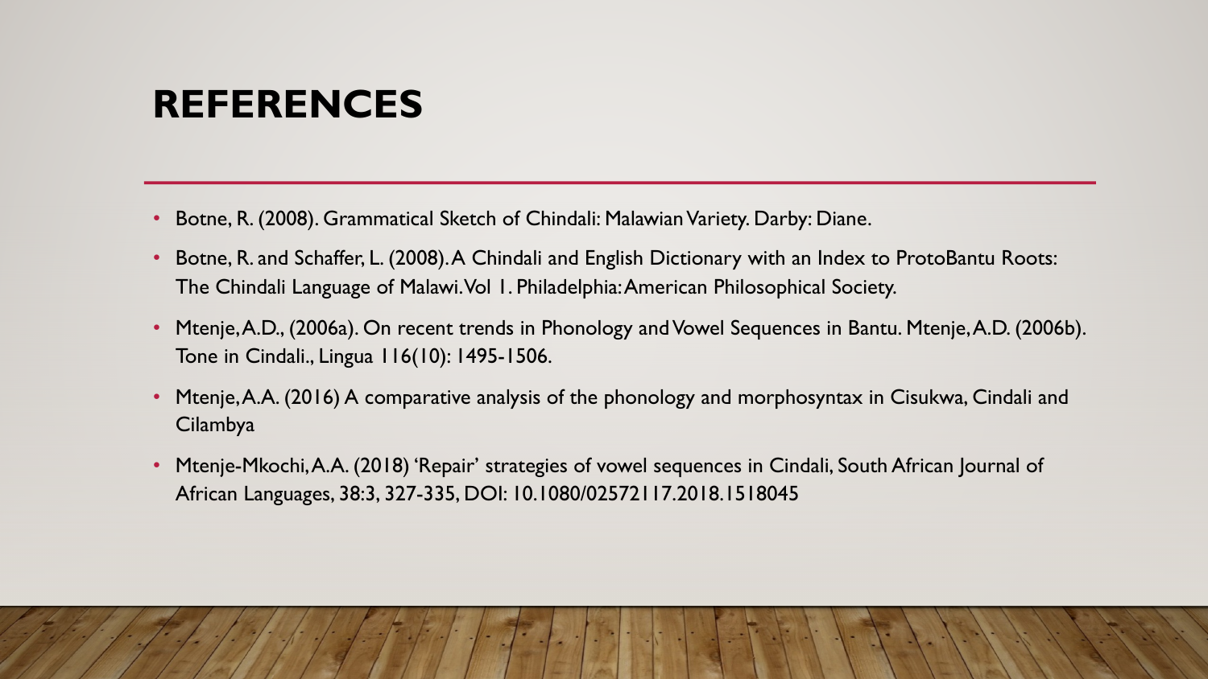# REFERENCES

- Botne, R. (2008). Grammatical Sketch of Chindali: Malawian Variety. Darby: Diane.
- Botne, R. and Schaffer, L. (2008). A Chindali and English Dictionary with an Index to ProtoBantu Roots: The Chindali Language of Malawi. Vol 1. Philadelphia: American Philosophical Society.
- Mtenje, A.D., (2006a). On recent trends in Phonology and Vowel Sequences in Bantu. Mtenje, A.D. (2006b). Tone in Cindali., Lingua 116(10): 1495-1506.
- Mtenje, A.A. (2016) A comparative analysis of the phonology and morphosyntax in Cisukwa, Cindali and Cilambya
- Mtenje-Mkochi, A.A. (2018) 'Repair' strategies of vowel sequences in Cindali, South African Journal of African Languages, 38:3, 327-335, DOI: 10.1080/02572117.2018.1518045